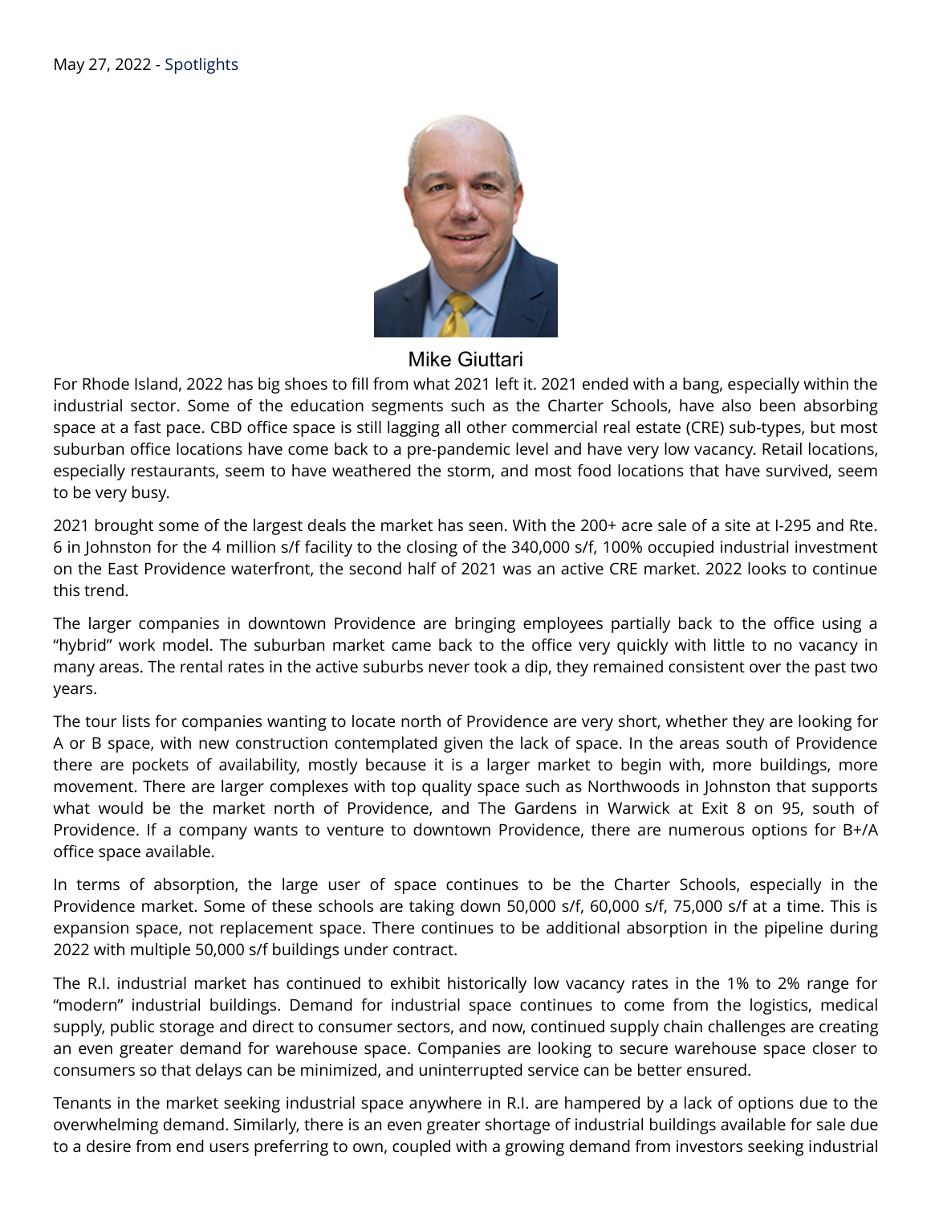May 27, 2022 - Spotlights

Mike Giuttari

For Rhode Island, 2022 has big shoes to fill from what 2021 left it. 2021 ended with a bang, especially within the industrial sector. Some of the education segments such as the Charter Schools, have also been absorbing space at a fast pace. CBD office space is still lagging all other commercial real estate (CRE) sub-types, but most suburban office locations have come back to a pre-pandemic level and have very low vacancy. Retail locations, especially restaurants, seem to have weathered the storm, and most food locations that have survived, seem to be very busy.

2021 brought some of the largest deals the market has seen. With the 200+ acre sale of a site at I-295 and Rte. 6 in Johnston for the 4 million s/f facility to the closing of the 340,000 s/f, 100% occupied industrial investment on the East Providence waterfront, the second half of 2021 was an active CRE market. 2022 looks to continue this trend.

The larger companies in downtown Providence are bringing employees partially back to the office using a "hybrid" work model. The suburban market came back to the office very quickly with little to no vacancy in many areas. The rental rates in the active suburbs never took a dip, they remained consistent over the past two years.

The tour lists for companies wanting to locate north of Providence are very short, whether they are looking for A or B space, with new construction contemplated given the lack of space. In the areas south of Providence there are pockets of availability, mostly because it is a larger market to begin with, more buildings, more movement. There are larger complexes with top quality space such as Northwoods in Johnston that supports what would be the market north of Providence, and The Gardens in Warwick at Exit 8 on 95, south of Providence. If a company wants to venture to downtown Providence, there are numerous options for B+/A office space available.

In terms of absorption, the large user of space continues to be the Charter Schools, especially in the Providence market. Some of these schools are taking down 50,000 s/f, 60,000 s/f, 75,000 s/f at a time. This is expansion space, not replacement space. There continues to be additional absorption in the pipeline during 2022 with multiple 50,000 s/f buildings under contract.

The R.I. industrial market has continued to exhibit historically low vacancy rates in the 1% to 2% range for "modern" industrial buildings. Demand for industrial space continues to come from the logistics, medical supply, public storage and direct to consumer sectors, and now, continued supply chain challenges are creating an even greater demand for warehouse space. Companies are looking to secure warehouse space closer to consumers so that delays can be minimized, and uninterrupted service can be better ensured.

Tenants in the market seeking industrial space anywhere in R.I. are hampered by a lack of options due to the overwhelming demand. Similarly, there is an even greater shortage of industrial buildings available for sale due to a desire from end users preferring to own, coupled with a growing demand from investors seeking industrial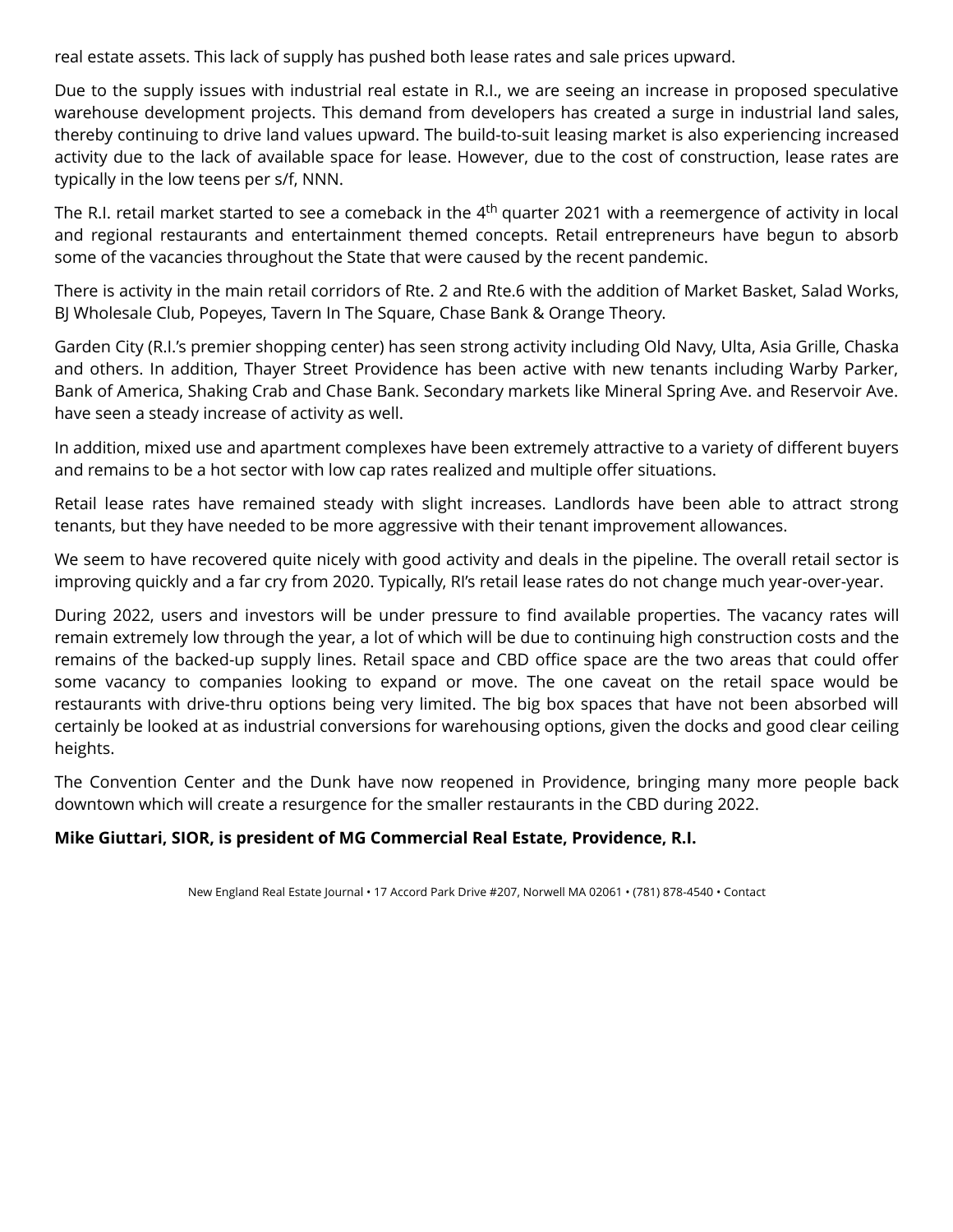real estate assets. This lack of supply has pushed both lease rates and sale prices upward.

Due to the supply issues with industrial real estate in R.I., we are seeing an increase in proposed speculative warehouse development projects. This demand from developers has created a surge in industrial land sales, thereby continuing to drive land values upward. The build-to-suit leasing market is also experiencing increased activity due to the lack of available space for lease. However, due to the cost of construction, lease rates are typically in the low teens per s/f, NNN.

The R.I. retail market started to see a comeback in the 4th quarter 2021 with a reemergence of activity in local and regional restaurants and entertainment themed concepts. Retail entrepreneurs have begun to absorb some of the vacancies throughout the State that were caused by the recent pandemic.

There is activity in the main retail corridors of Rte. 2 and Rte.6 with the addition of Market Basket, Salad Works, BJ Wholesale Club, Popeyes, Tavern In The Square, Chase Bank & Orange Theory.

Garden City (R.I.'s premier shopping center) has seen strong activity including Old Navy, Ulta, Asia Grille, Chaska and others. In addition, Thayer Street Providence has been active with new tenants including Warby Parker, Bank of America, Shaking Crab and Chase Bank. Secondary markets like Mineral Spring Ave. and Reservoir Ave. have seen a steady increase of activity as well.

In addition, mixed use and apartment complexes have been extremely attractive to a variety of different buyers and remains to be a hot sector with low cap rates realized and multiple offer situations.

Retail lease rates have remained steady with slight increases. Landlords have been able to attract strong tenants, but they have needed to be more aggressive with their tenant improvement allowances.

We seem to have recovered quite nicely with good activity and deals in the pipeline. The overall retail sector is improving quickly and a far cry from 2020. Typically, RI's retail lease rates do not change much year-over-year.

During 2022, users and investors will be under pressure to find available properties. The vacancy rates will remain extremely low through the year, a lot of which will be due to continuing high construction costs and the remains of the backed-up supply lines. Retail space and CBD office space are the two areas that could offer some vacancy to companies looking to expand or move. The one caveat on the retail space would be restaurants with drive-thru options being very limited. The big box spaces that have not been absorbed will certainly be looked at as industrial conversions for warehousing options, given the docks and good clear ceiling heights.

The Convention Center and the Dunk have now reopened in Providence, bringing many more people back downtown which will create a resurgence for the smaller restaurants in the CBD during 2022.

**Mike Giuttari, SIOR, is president of MG Commercial Real Estate, Providence, R.I.**